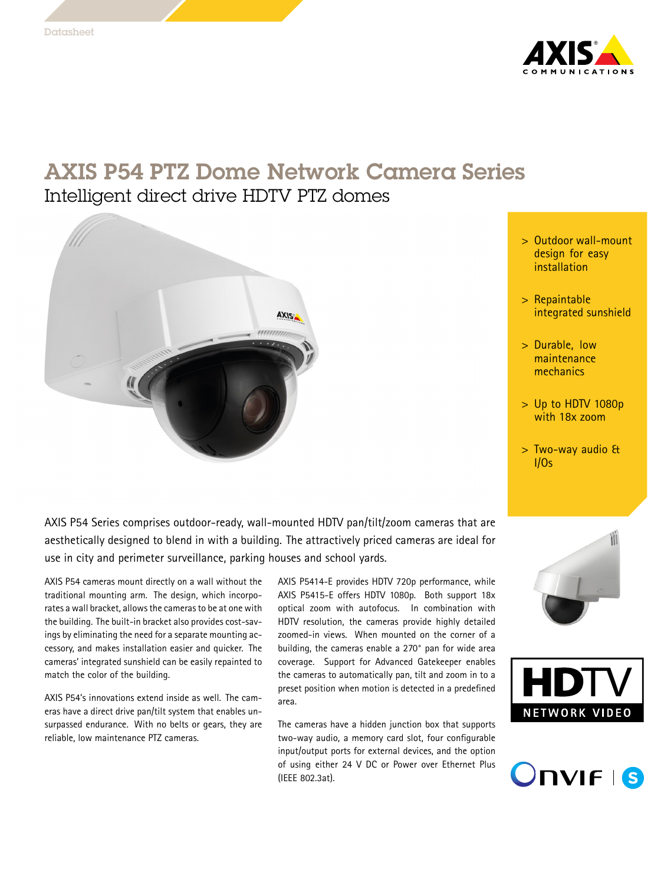Datasheet

# AXIS P54 PTZ Dome Network Camera Series

## Intelligent direct drive HDTV PTZ domes

- Outdoor wall-mount design for easy installation
- Repaintable integrated sunshield
- Durable, low maintenance mechanics
- Up to HDTV 1080p with 18x zoom
- Two-way audio & I/Os

AXIS P54 Series comprises outdoor-ready, wall-mounted HDTV pan/tilt/zoom cameras that are aesthetically designed to blend in with a building. The attractively priced cameras are ideal for use in city and perimeter surveillance, parking houses and school yards.

AXIS P54 cameras mount directly on a wall without the traditional mounting arm. The design, which incorporates a wall bracket, allows the cameras to be at one with the building. The built-in bracket also provides cost-savings by eliminating the need for a separate mounting accessory, and makes installation easier and quicker. The cameras' integrated sunshield can be easily repainted to match the color of the building.

AXIS P54's innovations extend inside as well. The cameras have a direct drive pan/tilt system that enables unsurpassed endurance. With no belts or gears, they are reliable, low maintenance PTZ cameras.

AXIS P5414-E provides HDTV 720p performance, while AXIS P5415-E offers HDTV 1080p. Both support 18x optical zoom with autofocus. In combination with HDTV resolution, the cameras provide highly detailed zoomed-in views. When mounted on the corner of a building, the cameras enable a 270° pan for wide area coverage. Support for Advanced Gatekeeper enables the cameras to automatically pan, tilt and zoom in to a preset position when motion is detected in a predefined area.

The cameras have a hidden junction box that supports two-way audio, a memory card slot, four configurable input/output ports for external devices, and the option of using either 24 V DC or Power over Ethernet Plus (IEEE 802.3at).

HDTV NETWORK VIDEO

ONVIF S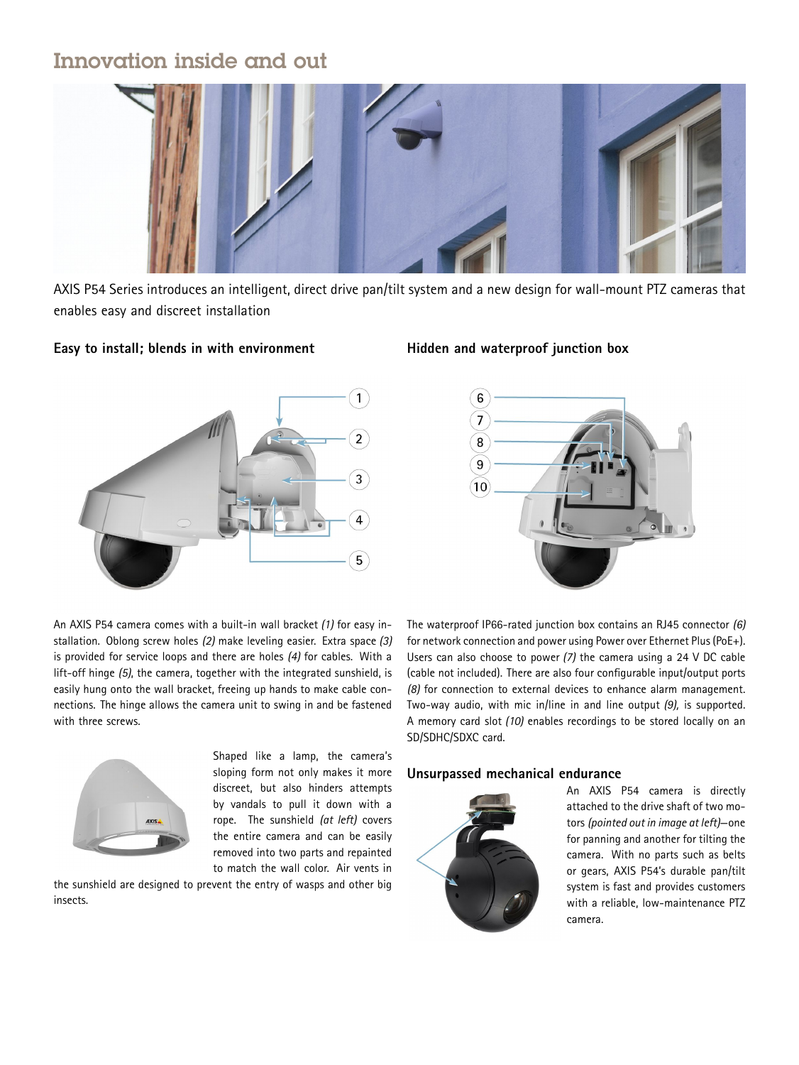## Innovation inside and out

AXIS P54 Series introduces an intelligent, direct drive pan/tilt system and a new design for wall-mount PTZ cameras that enables easy and discreet installation

### Easy to install; blends in with environment

An AXIS P54 camera comes with a built-in wall bracket *(1)* for easy installation. Oblong screw holes *(2)* make leveling easier. Extra space *(3)* is provided for service loops and there are holes *(4)* for cables. With a lift-off hinge *(5)*, the camera, together with the integrated sunshield, is easily hung onto the wall bracket, freeing up hands to make cable connections. The hinge allows the camera unit to swing in and be fastened with three screws.

Shaped like a lamp, the camera's sloping form not only makes it more discreet, but also hinders attempts by vandals to pull it down with a rope. The sunshield *(at left)* covers the entire camera and can be easily removed into two parts and repainted to match the wall color. Air vents in the sunshield are designed to prevent the entry of wasps and other big insects.

### Hidden and waterproof junction box

The waterproof IP66-rated junction box contains an RJ45 connector *(6)* for network connection and power using Power over Ethernet Plus (PoE+). Users can also choose to power *(7)* the camera using a 24 V DC cable (cable not included). There are also four configurable input/output ports *(8)* for connection to external devices to enhance alarm management. Two-way audio, with mic in/line in and line output *(9)*, is supported. A memory card slot *(10)* enables recordings to be stored locally on an SD/SDHC/SDXC card.

### Unsurpassed mechanical endurance

An AXIS P54 camera is directly attached to the drive shaft of two motors *(pointed out in image at left)*–one for panning and another for tilting the camera. With no parts such as belts or gears, AXIS P54's durable pan/tilt system is fast and provides customers with a reliable, low-maintenance PTZ camera.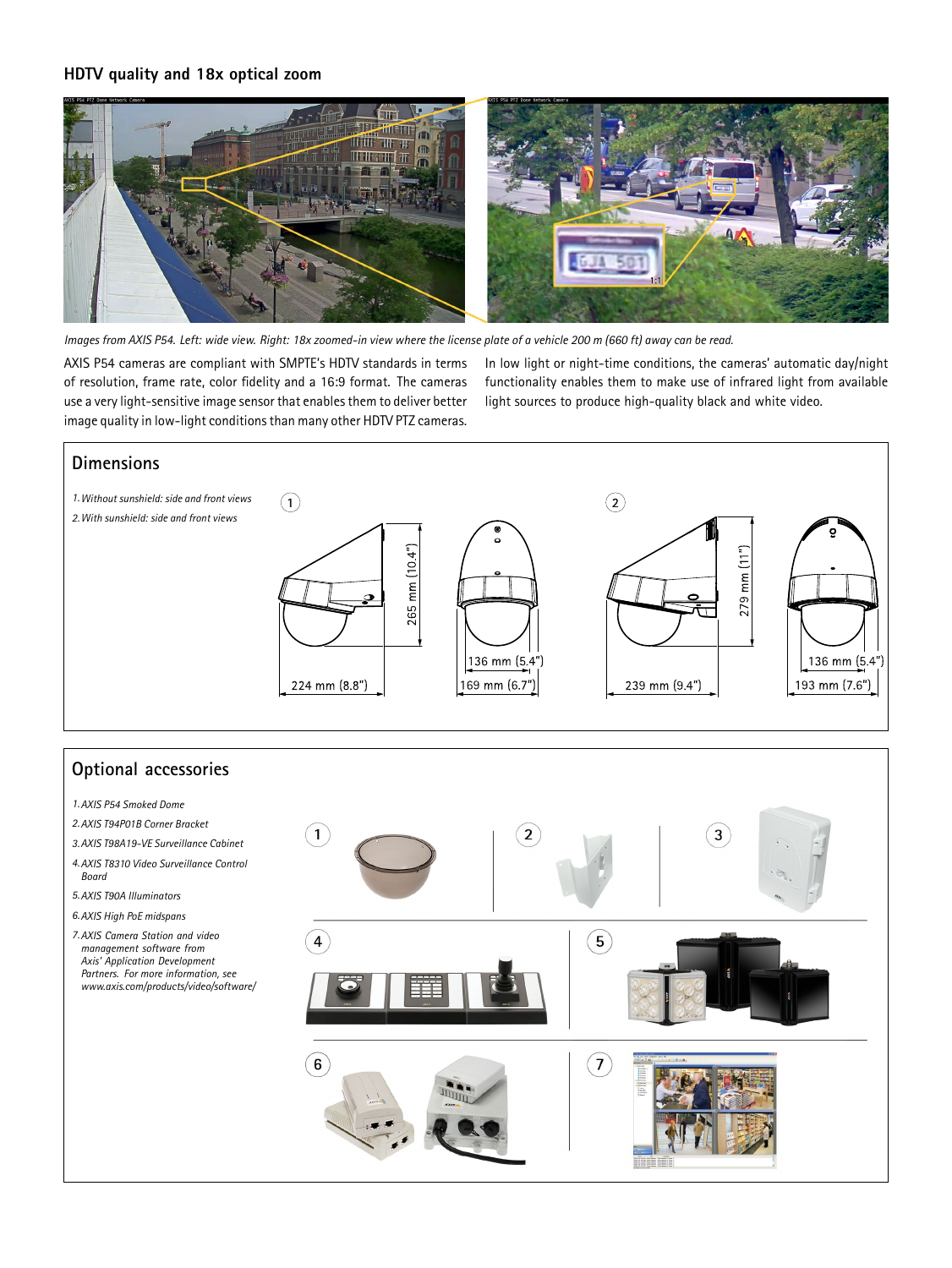## HDTV quality and 18x optical zoom

*Images from AXIS P54. Left: wide view. Right: 18x zoomed-in view where the license plate of a vehicle 200 m (660 ft) away can be read.*

AXIS P54 cameras are compliant with SMPTE's HDTV standards in terms of resolution, frame rate, color fidelity and a 16:9 format. The cameras use a very light-sensitive image sensor that enables them to deliver better image quality in low-light conditions than many other HDTV PTZ cameras.

In low light or night-time conditions, the cameras' automatic day/night functionality enables them to make use of infrared light from available light sources to produce high-quality black and white video.

## Dimensions

*1. Without sunshield: side and front views*

*2. With sunshield: side and front views*

1. 265 mm (10.4"), 224 mm (8.8"), 136 mm (5.4"), 169 mm (6.7")
2. 279 mm (11"), 239 mm (9.4"), 136 mm (5.4"), 193 mm (7.6")

## Optional accessories

1. *AXIS P54 Smoked Dome*
2. *AXIS T94P01B Corner Bracket*
3. *AXIS T98A19-VE Surveillance Cabinet*
4. *AXIS T8310 Video Surveillance Control Board*
5. *AXIS T90A Illuminators*
6. *AXIS High PoE midspans*
7. *AXIS Camera Station and video management software from Axis' Application Development Partners. For more information, see www.axis.com/products/video/software/*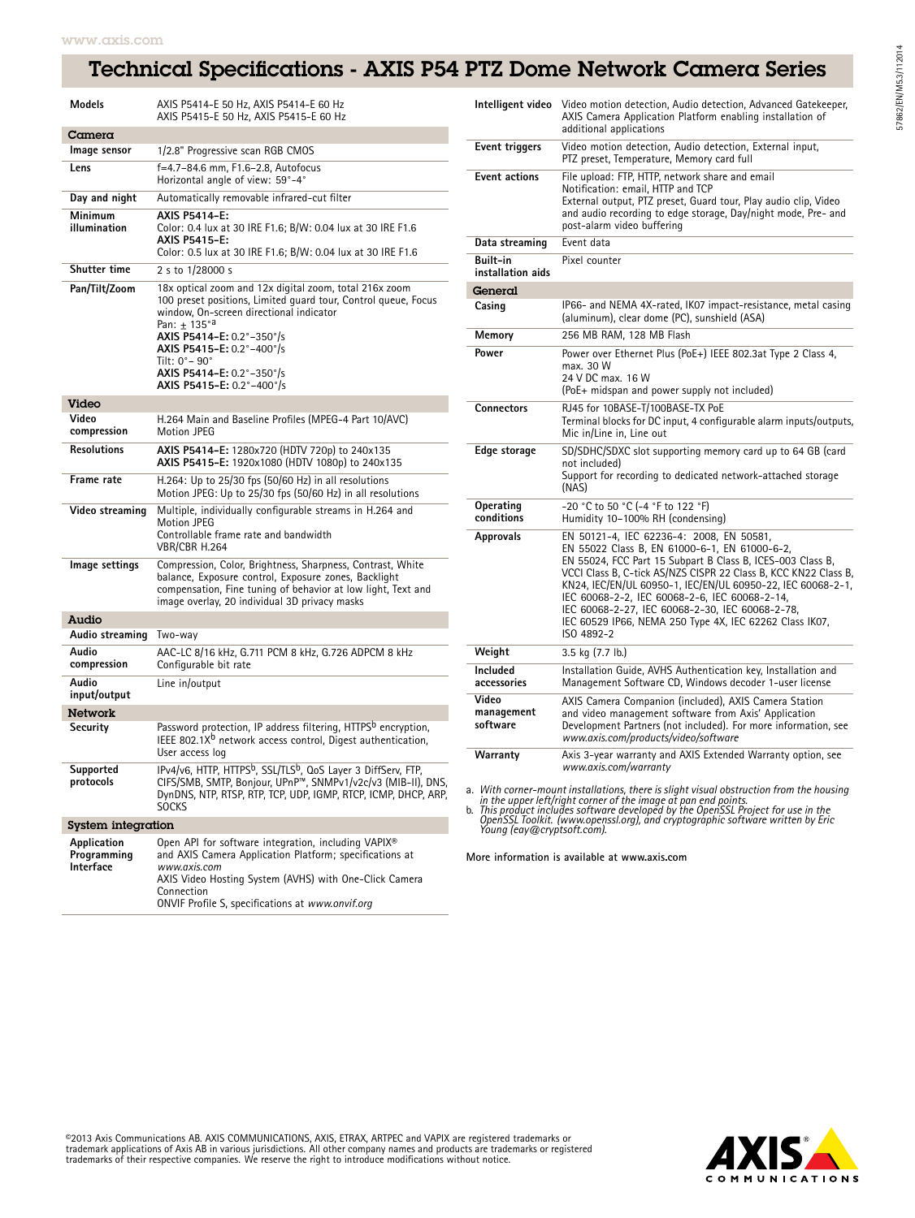# Technical Specifications - AXIS P54 PTZ Dome Network Camera Series

| | |
|---|---|
| **Models** | AXIS P5414-E 50 Hz, AXIS P5414-E 60 Hz<br>AXIS P5415-E 50 Hz, AXIS P5415-E 60 Hz |

## Camera

| | |
|---|---|
| **Image sensor** | 1/2.8" Progressive scan RGB CMOS |
| **Lens** | f=4.7–84.6 mm, F1.6–2.8, Autofocus<br>Horizontal angle of view: 59°-4° |
| **Day and night** | Automatically removable infrared-cut filter |
| **Minimum illumination** | **AXIS P5414-E:**<br>Color: 0.4 lux at 30 IRE F1.6; B/W: 0.04 lux at 30 IRE F1.6<br>**AXIS P5415-E:**<br>Color: 0.5 lux at 30 IRE F1.6; B/W: 0.04 lux at 30 IRE F1.6 |
| **Shutter time** | 2 s to 1/28000 s |
| **Pan/Tilt/Zoom** | 18x optical zoom and 12x digital zoom, total 216x zoom<br>100 preset positions, Limited guard tour, Control queue, Focus window, On-screen directional indicator<br>Pan: ± 135°[a]<br>**AXIS P5414-E:** 0.2°–350°/s<br>**AXIS P5415-E:** 0.2°–400°/s<br>Tilt: 0°– 90°<br>**AXIS P5414-E:** 0.2°–350°/s<br>**AXIS P5415-E:** 0.2°–400°/s |

## Video

| | |
|---|---|
| **Video compression** | H.264 Main and Baseline Profiles (MPEG-4 Part 10/AVC)<br>Motion JPEG |
| **Resolutions** | **AXIS P5414-E:** 1280x720 (HDTV 720p) to 240x135<br>**AXIS P5415-E:** 1920x1080 (HDTV 1080p) to 240x135 |
| **Frame rate** | H.264: Up to 25/30 fps (50/60 Hz) in all resolutions<br>Motion JPEG: Up to 25/30 fps (50/60 Hz) in all resolutions |
| **Video streaming** | Multiple, individually configurable streams in H.264 and Motion JPEG<br>Controllable frame rate and bandwidth<br>VBR/CBR H.264 |
| **Image settings** | Compression, Color, Brightness, Sharpness, Contrast, White balance, Exposure control, Exposure zones, Backlight compensation, Fine tuning of behavior at low light, Text and image overlay, 20 individual 3D privacy masks |

## Audio

| | |
|---|---|
| **Audio streaming** | Two-way |
| **Audio compression** | AAC-LC 8/16 kHz, G.711 PCM 8 kHz, G.726 ADPCM 8 kHz<br>Configurable bit rate |
| **Audio input/output** | Line in/output |

## Network

| | |
|---|---|
| **Security** | Password protection, IP address filtering, HTTPS[b] encryption, IEEE 802.1X[b] network access control, Digest authentication, User access log |
| **Supported protocols** | IPv4/v6, HTTP, HTTPS[b], SSL/TLS[b], QoS Layer 3 DiffServ, FTP, CIFS/SMB, SMTP, Bonjour, UPnP™, SNMPv1/v2c/v3 (MIB-II), DNS, DynDNS, NTP, RTSP, RTP, TCP, UDP, IGMP, RTCP, ICMP, DHCP, ARP, SOCKS |

## System integration

| | |
|---|---|
| **Application Programming Interface** | Open API for software integration, including VAPIX® and AXIS Camera Application Platform; specifications at *www.axis.com*<br>AXIS Video Hosting System (AVHS) with One-Click Camera Connection<br>ONVIF Profile S, specifications at *www.onvif.org* |
| **Intelligent video** | Video motion detection, Audio detection, Advanced Gatekeeper, AXIS Camera Application Platform enabling installation of additional applications |
| **Event triggers** | Video motion detection, Audio detection, External input, PTZ preset, Temperature, Memory card full |
| **Event actions** | File upload: FTP, HTTP, network share and email<br>Notification: email, HTTP and TCP<br>External output, PTZ preset, Guard tour, Play audio clip, Video and audio recording to edge storage, Day/night mode, Pre- and post-alarm video buffering |
| **Data streaming** | Event data |
| **Built-in installation aids** | Pixel counter |

## General

| | |
|---|---|
| **Casing** | IP66- and NEMA 4X-rated, IK07 impact-resistance, metal casing (aluminum), clear dome (PC), sunshield (ASA) |
| **Memory** | 256 MB RAM, 128 MB Flash |
| **Power** | Power over Ethernet Plus (PoE+) IEEE 802.3at Type 2 Class 4, max. 30 W<br>24 V DC max. 16 W<br>(PoE+ midspan and power supply not included) |
| **Connectors** | RJ45 for 10BASE-T/100BASE-TX PoE<br>Terminal blocks for DC input, 4 configurable alarm inputs/outputs, Mic in/Line in, Line out |
| **Edge storage** | SD/SDHC/SDXC slot supporting memory card up to 64 GB (card not included)<br>Support for recording to dedicated network-attached storage (NAS) |
| **Operating conditions** | -20 °C to 50 °C (-4 °F to 122 °F)<br>Humidity 10–100% RH (condensing) |
| **Approvals** | EN 50121-4, IEC 62236-4: 2008, EN 50581, EN 55022 Class B, EN 61000-6-1, EN 61000-6-2, EN 55024, FCC Part 15 Subpart B Class B, ICES-003 Class B, VCCI Class B, C-tick AS/NZS CISPR 22 Class B, KCC KN22 Class B, KN24, IEC/EN/UL 60950-1, IEC/EN/UL 60950-22, IEC 60068-2-1, IEC 60068-2-2, IEC 60068-2-6, IEC 60068-2-14, IEC 60068-2-27, IEC 60068-2-30, IEC 60068-2-78, IEC 60529 IP66, NEMA 250 Type 4X, IEC 62262 Class IK07, ISO 4892-2 |
| **Weight** | 3.5 kg (7.7 lb.) |
| **Included accessories** | Installation Guide, AVHS Authentication key, Installation and Management Software CD, Windows decoder 1-user license |
| **Video management software** | AXIS Camera Companion (included), AXIS Camera Station and video management software from Axis' Application Development Partners (not included). For more information, see *www.axis.com/products/video/software* |
| **Warranty** | Axis 3-year warranty and AXIS Extended Warranty option, see *www.axis.com/warranty* |

a. *With corner-mount installations, there is slight visual obstruction from the housing in the upper left/right corner of the image at pan end points.*
b. *This product includes software developed by the OpenSSL Project for use in the OpenSSL Toolkit. (www.openssl.org), and cryptographic software written by Eric Young (eay@cryptsoft.com).*

More information is available at www.axis.com

©2013 Axis Communications AB. AXIS COMMUNICATIONS, AXIS, ETRAX, ARTPEC and VAPIX are registered trademarks or trademark applications of Axis AB in various jurisdictions. All other company names and products are trademarks or registered trademarks of their respective companies. We reserve the right to introduce modifications without notice.